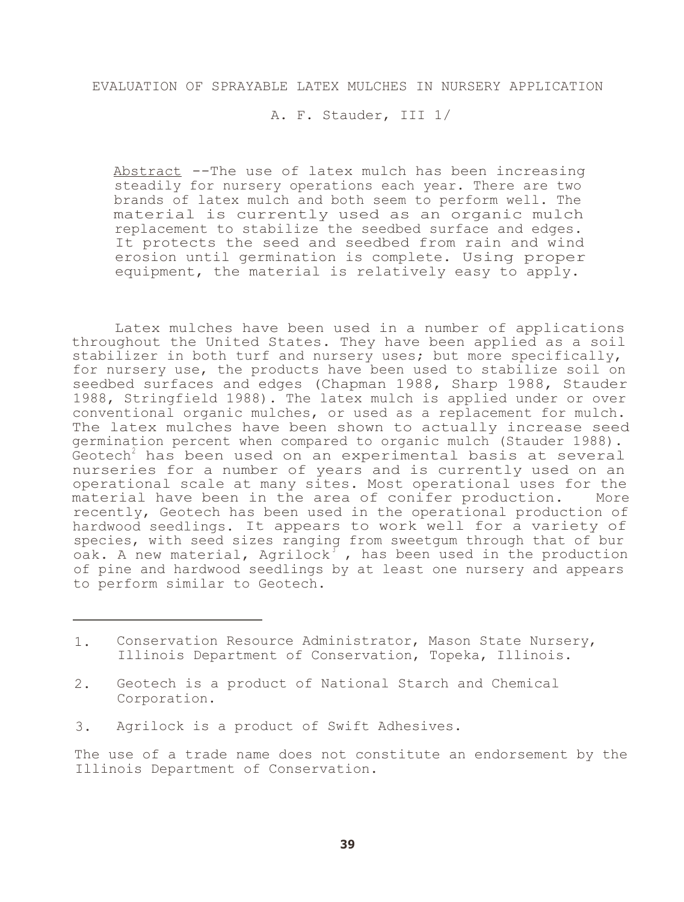# EVALUATION OF SPRAYABLE LATEX MULCHES IN NURSERY APPLICATION

A. F. Stauder, III 1/

<u>Abstract</u> --The use of latex mulch has been increasing steadily for nursery operations each year. There are two brands of latex mulch and both seem to perform well. The material is currently used as an organic mulch replacement to stabilize the seedbed surface and edges. It protects the seed and seedbed from rain and wind erosion until germination is complete. Using proper equipment, the material is relatively easy to apply.

Latex mulches have been used in a number of applications throughout the United States. They have been applied as a soil stabilizer in both turf and nursery uses; but more specifically, for nursery use, the products have been used to stabilize soil on seedbed surfaces and edges (Chapman 1988, Sharp 1988, Stauder 1988, Stringfield 1988). The latex mulch is applied under or over conventional organic mulches, or used as a replacement for mulch. The latex mulches have been shown to actually increase seed germination percent when compared to organic mulch (Stauder 1988). Geotech[2] has been used on an experimental basis at several nurseries for a number of years and is currently used on an operational scale at many sites. Most operational uses for the material have been in the area of conifer production. More recently, Geotech has been used in the operational production of hardwood seedlings. It appears to work well for a variety of species, with seed sizes ranging from sweetgum through that of bur oak. A new material, Agrilock[3], has been used in the production of pine and hardwood seedlings by at least one nursery and appears to perform similar to Geotech.

---

1. Conservation Resource Administrator, Mason State Nursery, Illinois Department of Conservation, Topeka, Illinois.

2. Geotech is a product of National Starch and Chemical Corporation.

3. Agrilock is a product of Swift Adhesives.

The use of a trade name does not constitute an endorsement by the Illinois Department of Conservation.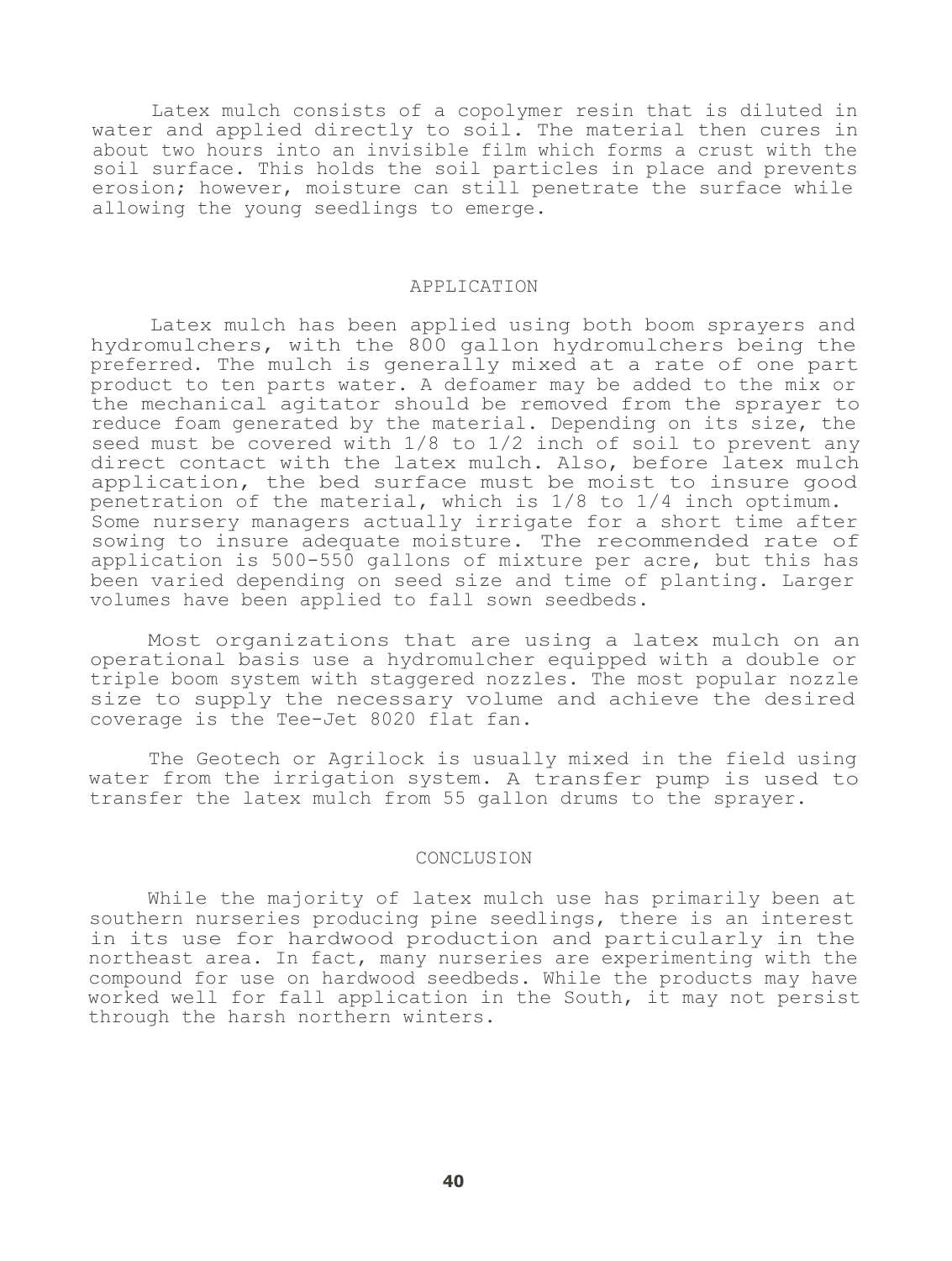Latex mulch consists of a copolymer resin that is diluted in water and applied directly to soil. The material then cures in about two hours into an invisible film which forms a crust with the soil surface. This holds the soil particles in place and prevents erosion; however, moisture can still penetrate the surface while allowing the young seedlings to emerge.

## APPLICATION

Latex mulch has been applied using both boom sprayers and hydromulchers, with the 800 gallon hydromulchers being the preferred. The mulch is generally mixed at a rate of one part product to ten parts water. A defoamer may be added to the mix or the mechanical agitator should be removed from the sprayer to reduce foam generated by the material. Depending on its size, the seed must be covered with 1/8 to 1/2 inch of soil to prevent any direct contact with the latex mulch. Also, before latex mulch application, the bed surface must be moist to insure good penetration of the material, which is 1/8 to 1/4 inch optimum. Some nursery managers actually irrigate for a short time after sowing to insure adequate moisture. The recommended rate of application is 500-550 gallons of mixture per acre, but this has been varied depending on seed size and time of planting. Larger volumes have been applied to fall sown seedbeds.

Most organizations that are using a latex mulch on an operational basis use a hydromulcher equipped with a double or triple boom system with staggered nozzles. The most popular nozzle size to supply the necessary volume and achieve the desired coverage is the Tee-Jet 8020 flat fan.

The Geotech or Agrilock is usually mixed in the field using water from the irrigation system. A transfer pump is used to transfer the latex mulch from 55 gallon drums to the sprayer.

## CONCLUSION

While the majority of latex mulch use has primarily been at southern nurseries producing pine seedlings, there is an interest in its use for hardwood production and particularly in the northeast area. In fact, many nurseries are experimenting with the compound for use on hardwood seedbeds. While the products may have worked well for fall application in the South, it may not persist through the harsh northern winters.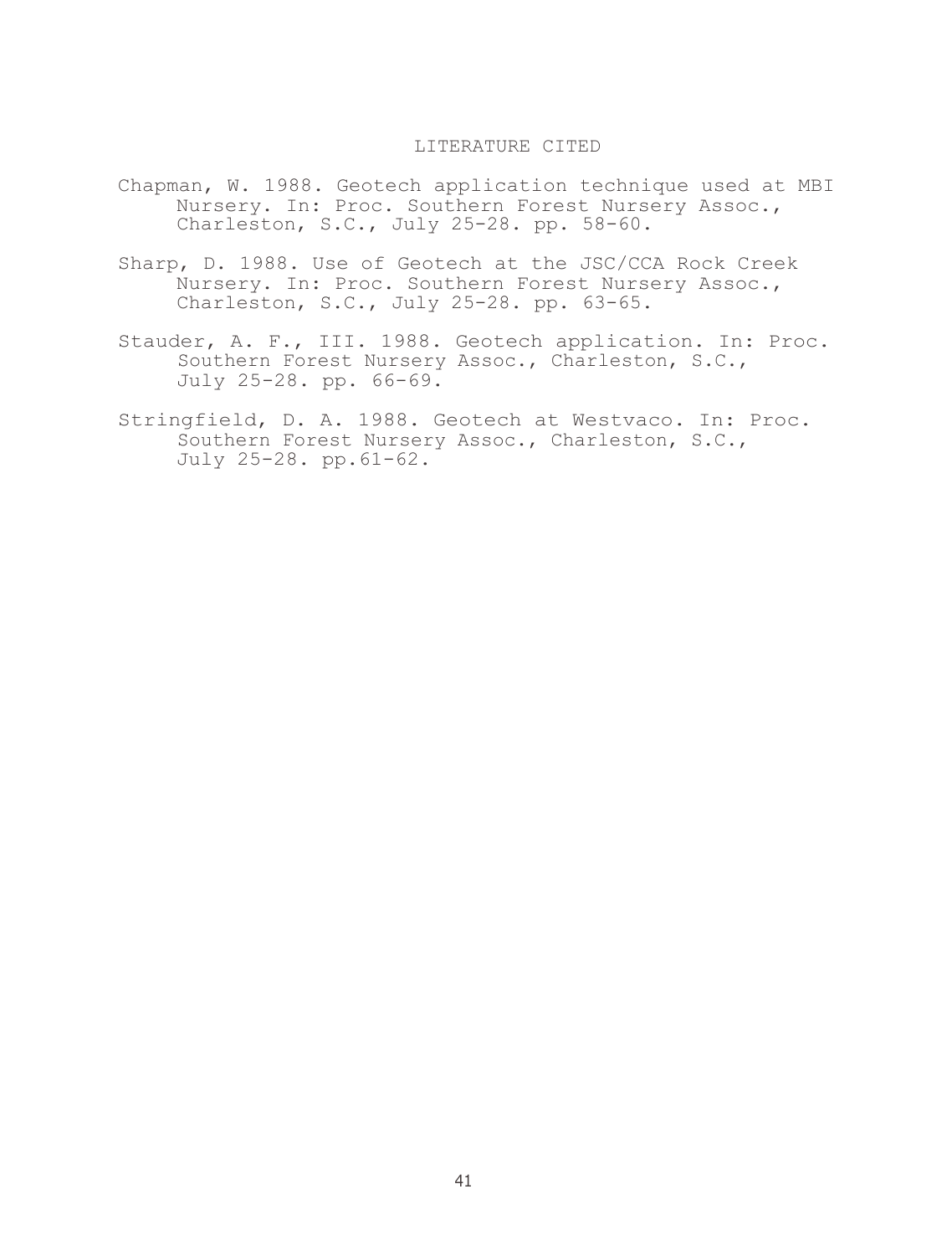## LITERATURE CITED

Chapman, W. 1988. Geotech application technique used at MBI Nursery. In: Proc. Southern Forest Nursery Assoc., Charleston, S.C., July 25-28. pp. 58-60.

Sharp, D. 1988. Use of Geotech at the JSC/CCA Rock Creek Nursery. In: Proc. Southern Forest Nursery Assoc., Charleston, S.C., July 25-28. pp. 63-65.

Stauder, A. F., III. 1988. Geotech application. In: Proc. Southern Forest Nursery Assoc., Charleston, S.C., July 25-28. pp. 66-69.

Stringfield, D. A. 1988. Geotech at Westvaco. In: Proc. Southern Forest Nursery Assoc., Charleston, S.C., July 25-28. pp.61-62.